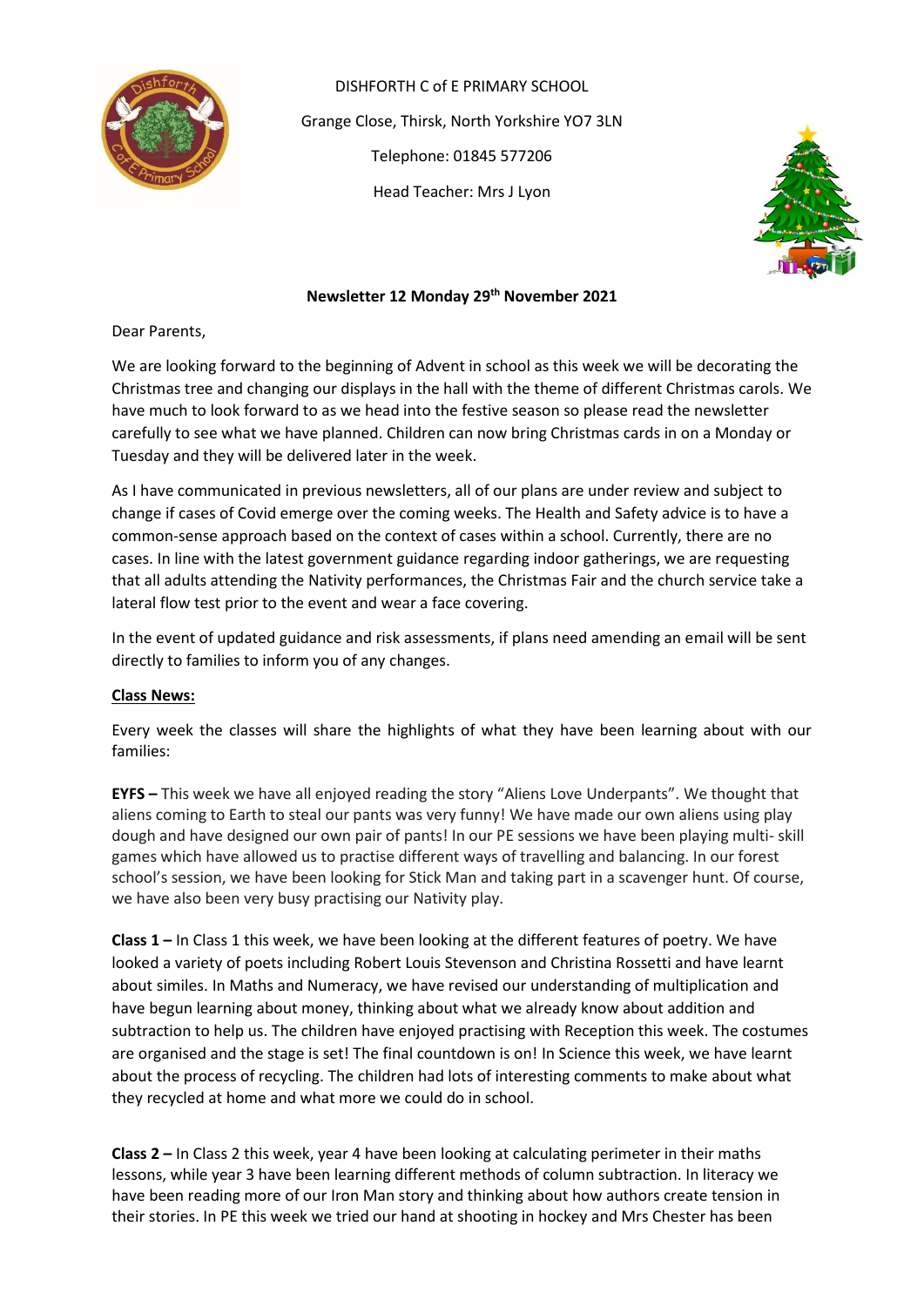DISHFORTH C of E PRIMARY SCHOOL

Grange Close, Thirsk, North Yorkshire YO7 3LN

Telephone: 01845 577206

Head Teacher: Mrs J Lyon

**Newsletter 12 Monday 29th November 2021**

Dear Parents,

We are looking forward to the beginning of Advent in school as this week we will be decorating the Christmas tree and changing our displays in the hall with the theme of different Christmas carols. We have much to look forward to as we head into the festive season so please read the newsletter carefully to see what we have planned. Children can now bring Christmas cards in on a Monday or Tuesday and they will be delivered later in the week.

As I have communicated in previous newsletters, all of our plans are under review and subject to change if cases of Covid emerge over the coming weeks. The Health and Safety advice is to have a common-sense approach based on the context of cases within a school. Currently, there are no cases. In line with the latest government guidance regarding indoor gatherings, we are requesting that all adults attending the Nativity performances, the Christmas Fair and the church service take a lateral flow test prior to the event and wear a face covering.

In the event of updated guidance and risk assessments, if plans need amending an email will be sent directly to families to inform you of any changes.

**Class News:**

Every week the classes will share the highlights of what they have been learning about with our families:

**EYFS –** This week we have all enjoyed reading the story "Aliens Love Underpants". We thought that aliens coming to Earth to steal our pants was very funny! We have made our own aliens using play dough and have designed our own pair of pants! In our PE sessions we have been playing multi- skill games which have allowed us to practise different ways of travelling and balancing. In our forest school's session, we have been looking for Stick Man and taking part in a scavenger hunt. Of course, we have also been very busy practising our Nativity play.

**Class 1 –** In Class 1 this week, we have been looking at the different features of poetry. We have looked a variety of poets including Robert Louis Stevenson and Christina Rossetti and have learnt about similes. In Maths and Numeracy, we have revised our understanding of multiplication and have begun learning about money, thinking about what we already know about addition and subtraction to help us. The children have enjoyed practising with Reception this week. The costumes are organised and the stage is set! The final countdown is on! In Science this week, we have learnt about the process of recycling. The children had lots of interesting comments to make about what they recycled at home and what more we could do in school.

**Class 2 –** In Class 2 this week, year 4 have been looking at calculating perimeter in their maths lessons, while year 3 have been learning different methods of column subtraction. In literacy we have been reading more of our Iron Man story and thinking about how authors create tension in their stories. In PE this week we tried our hand at shooting in hockey and Mrs Chester has been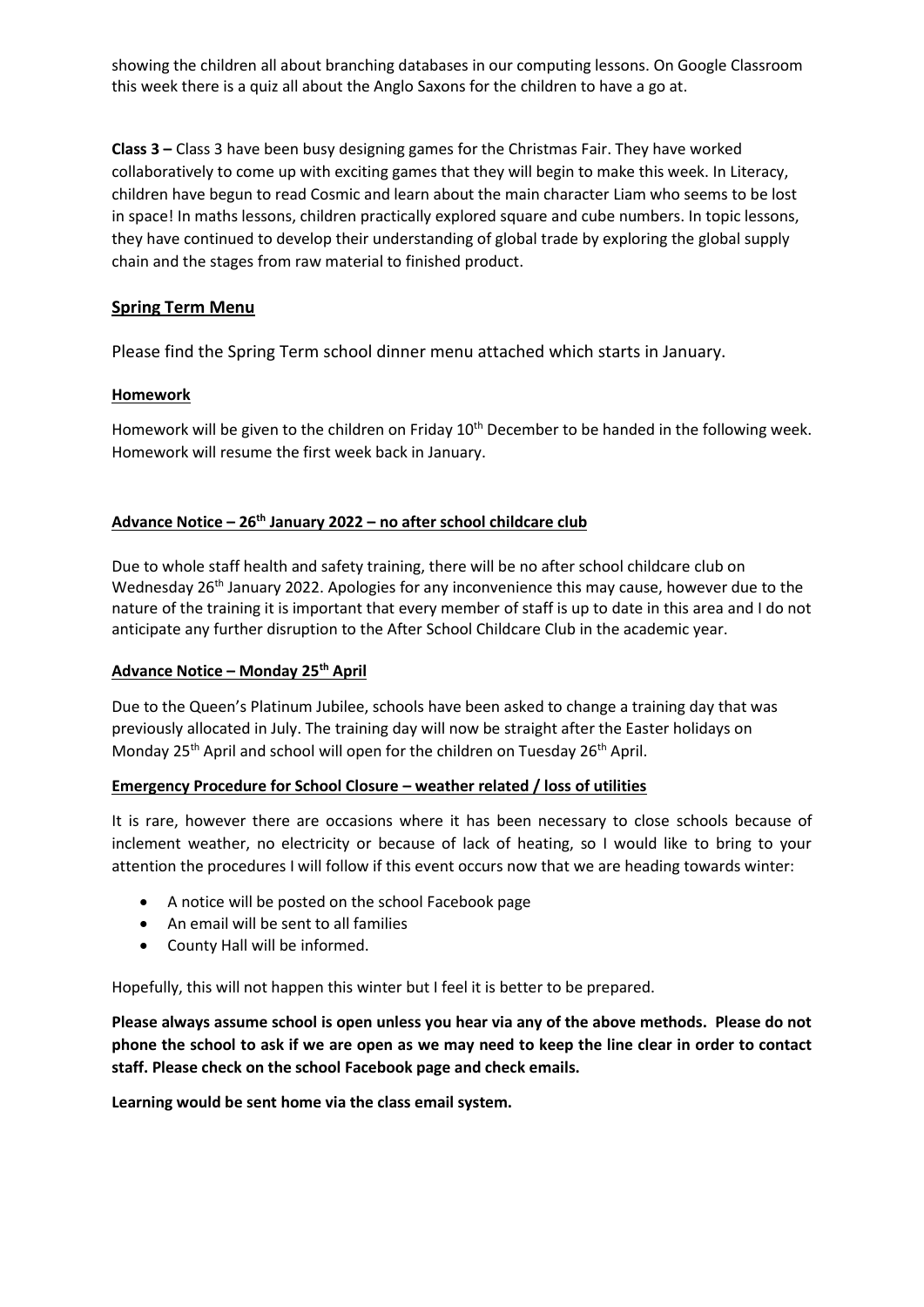showing the children all about branching databases in our computing lessons. On Google Classroom this week there is a quiz all about the Anglo Saxons for the children to have a go at.

**Class 3 –** Class 3 have been busy designing games for the Christmas Fair. They have worked collaboratively to come up with exciting games that they will begin to make this week. In Literacy, children have begun to read Cosmic and learn about the main character Liam who seems to be lost in space! In maths lessons, children practically explored square and cube numbers. In topic lessons, they have continued to develop their understanding of global trade by exploring the global supply chain and the stages from raw material to finished product.

## Spring Term Menu

Please find the Spring Term school dinner menu attached which starts in January.

### Homework

Homework will be given to the children on Friday 10th December to be handed in the following week. Homework will resume the first week back in January.

### Advance Notice – 26th January 2022 – no after school childcare club

Due to whole staff health and safety training, there will be no after school childcare club on Wednesday 26th January 2022. Apologies for any inconvenience this may cause, however due to the nature of the training it is important that every member of staff is up to date in this area and I do not anticipate any further disruption to the After School Childcare Club in the academic year.

### Advance Notice – Monday 25th April

Due to the Queen's Platinum Jubilee, schools have been asked to change a training day that was previously allocated in July. The training day will now be straight after the Easter holidays on Monday 25th April and school will open for the children on Tuesday 26th April.

### Emergency Procedure for School Closure – weather related / loss of utilities

It is rare, however there are occasions where it has been necessary to close schools because of inclement weather, no electricity or because of lack of heating, so I would like to bring to your attention the procedures I will follow if this event occurs now that we are heading towards winter:

- A notice will be posted on the school Facebook page
- An email will be sent to all families
- County Hall will be informed.

Hopefully, this will not happen this winter but I feel it is better to be prepared.

**Please always assume school is open unless you hear via any of the above methods. Please do not phone the school to ask if we are open as we may need to keep the line clear in order to contact staff. Please check on the school Facebook page and check emails.**

**Learning would be sent home via the class email system.**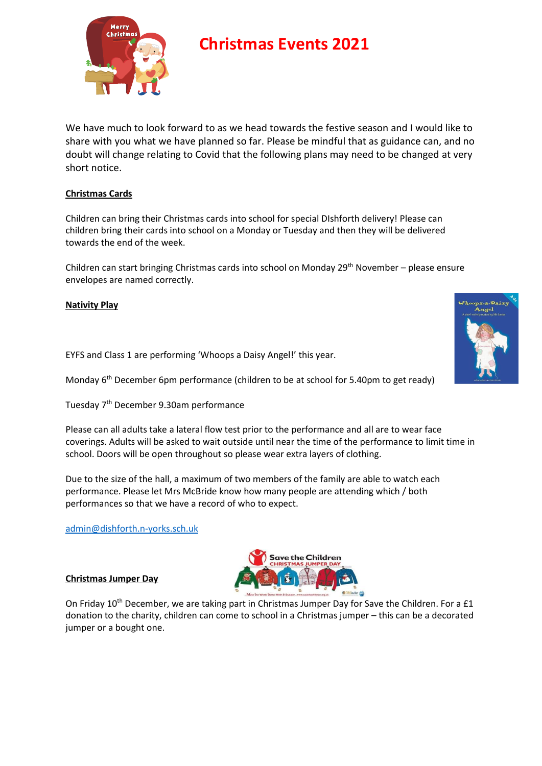# Christmas Events 2021

We have much to look forward to as we head towards the festive season and I would like to share with you what we have planned so far. Please be mindful that as guidance can, and no doubt will change relating to Covid that the following plans may need to be changed at very short notice.

**Christmas Cards**

Children can bring their Christmas cards into school for special DIshforth delivery! Please can children bring their cards into school on a Monday or Tuesday and then they will be delivered towards the end of the week.

Children can start bringing Christmas cards into school on Monday 29th November – please ensure envelopes are named correctly.

**Nativity Play**

EYFS and Class 1 are performing 'Whoops a Daisy Angel!' this year.

Monday 6th December 6pm performance (children to be at school for 5.40pm to get ready)

Tuesday 7th December 9.30am performance

Please can all adults take a lateral flow test prior to the performance and all are to wear face coverings. Adults will be asked to wait outside until near the time of the performance to limit time in school. Doors will be open throughout so please wear extra layers of clothing.

Due to the size of the hall, a maximum of two members of the family are able to watch each performance. Please let Mrs McBride know how many people are attending which / both performances so that we have a record of who to expect.

admin@dishforth.n-yorks.sch.uk

**Christmas Jumper Day**

On Friday 10th December, we are taking part in Christmas Jumper Day for Save the Children. For a £1 donation to the charity, children can come to school in a Christmas jumper – this can be a decorated jumper or a bought one.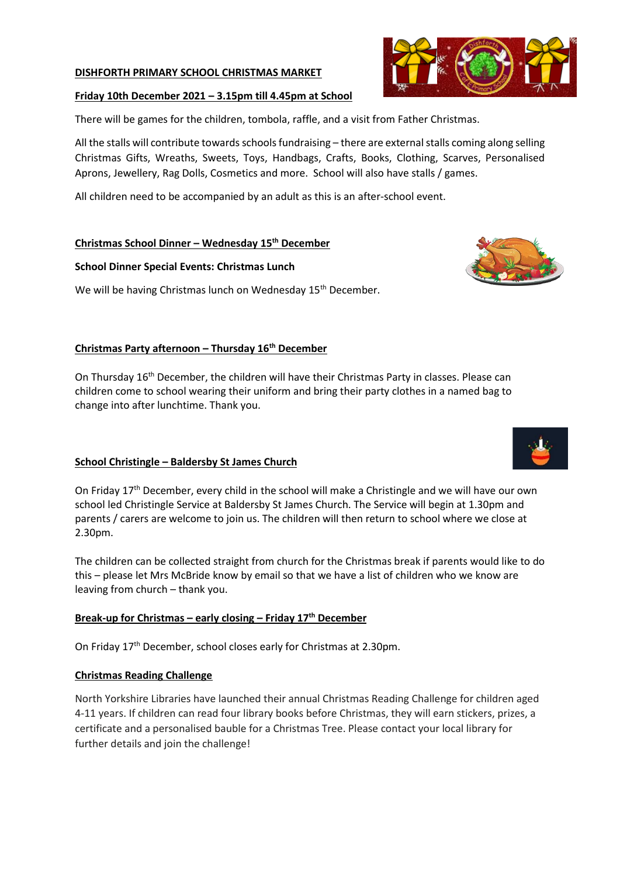**DISHFORTH PRIMARY SCHOOL CHRISTMAS MARKET**

**Friday 10th December 2021 – 3.15pm till 4.45pm at School**

There will be games for the children, tombola, raffle, and a visit from Father Christmas.

All the stalls will contribute towards schools fundraising – there are external stalls coming along selling Christmas Gifts, Wreaths, Sweets, Toys, Handbags, Crafts, Books, Clothing, Scarves, Personalised Aprons, Jewellery, Rag Dolls, Cosmetics and more. School will also have stalls / games.

All children need to be accompanied by an adult as this is an after-school event.

**Christmas School Dinner – Wednesday 15th December**

**School Dinner Special Events: Christmas Lunch**

We will be having Christmas lunch on Wednesday 15th December.

**Christmas Party afternoon – Thursday 16th December**

On Thursday 16th December, the children will have their Christmas Party in classes. Please can children come to school wearing their uniform and bring their party clothes in a named bag to change into after lunchtime. Thank you.

**School Christingle – Baldersby St James Church**

On Friday 17th December, every child in the school will make a Christingle and we will have our own school led Christingle Service at Baldersby St James Church. The Service will begin at 1.30pm and parents / carers are welcome to join us. The children will then return to school where we close at 2.30pm.

The children can be collected straight from church for the Christmas break if parents would like to do this – please let Mrs McBride know by email so that we have a list of children who we know are leaving from church – thank you.

**Break-up for Christmas – early closing – Friday 17th December**

On Friday 17th December, school closes early for Christmas at 2.30pm.

**Christmas Reading Challenge**

North Yorkshire Libraries have launched their annual Christmas Reading Challenge for children aged 4-11 years. If children can read four library books before Christmas, they will earn stickers, prizes, a certificate and a personalised bauble for a Christmas Tree. Please contact your local library for further details and join the challenge!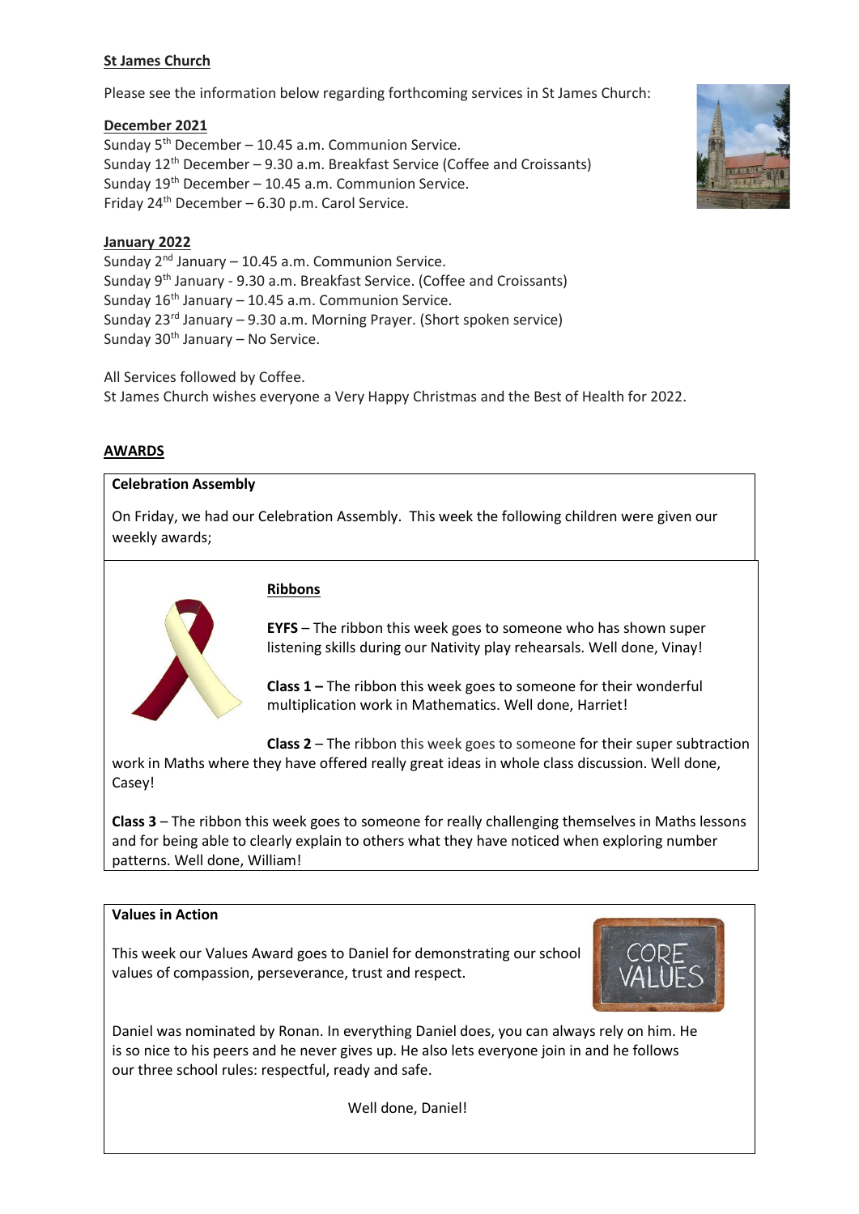**St James Church**

Please see the information below regarding forthcoming services in St James Church:

**December 2021**

Sunday 5th December – 10.45 a.m. Communion Service.
Sunday 12th December – 9.30 a.m. Breakfast Service (Coffee and Croissants)
Sunday 19th December – 10.45 a.m. Communion Service.
Friday 24th December – 6.30 p.m. Carol Service.

**January 2022**

Sunday 2nd January – 10.45 a.m. Communion Service.
Sunday 9th January - 9.30 a.m. Breakfast Service. (Coffee and Croissants)
Sunday 16th January – 10.45 a.m. Communion Service.
Sunday 23rd January – 9.30 a.m. Morning Prayer. (Short spoken service)
Sunday 30th January – No Service.

All Services followed by Coffee.
St James Church wishes everyone a Very Happy Christmas and the Best of Health for 2022.

**AWARDS**

**Celebration Assembly**

On Friday, we had our Celebration Assembly. This week the following children were given our weekly awards;

**Ribbons**

**EYFS** – The ribbon this week goes to someone who has shown super listening skills during our Nativity play rehearsals. Well done, Vinay!

**Class 1 –** The ribbon this week goes to someone for their wonderful multiplication work in Mathematics. Well done, Harriet!

**Class 2** – The ribbon this week goes to someone for their super subtraction work in Maths where they have offered really great ideas in whole class discussion. Well done, Casey!

**Class 3** – The ribbon this week goes to someone for really challenging themselves in Maths lessons and for being able to clearly explain to others what they have noticed when exploring number patterns. Well done, William!

**Values in Action**

This week our Values Award goes to Daniel for demonstrating our school values of compassion, perseverance, trust and respect.

Daniel was nominated by Ronan. In everything Daniel does, you can always rely on him. He is so nice to his peers and he never gives up. He also lets everyone join in and he follows our three school rules: respectful, ready and safe.

Well done, Daniel!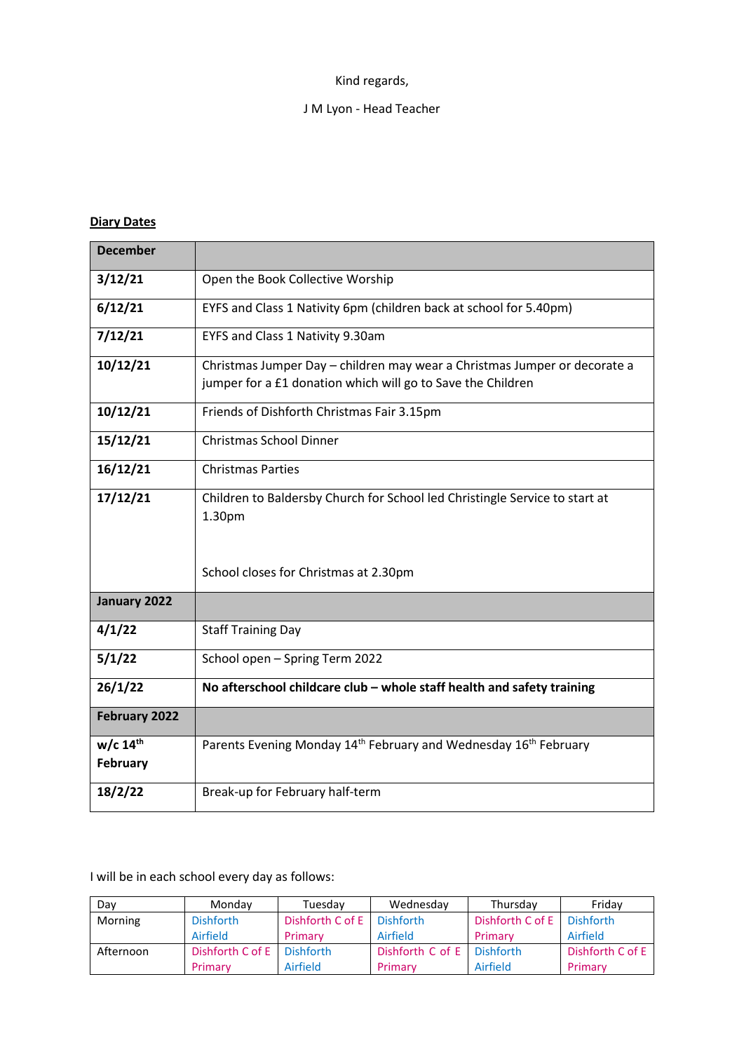Kind regards,

J M Lyon - Head Teacher

**Diary Dates**

| **December** | |
|---|---|
| **3/12/21** | Open the Book Collective Worship |
| **6/12/21** | EYFS and Class 1 Nativity 6pm (children back at school for 5.40pm) |
| **7/12/21** | EYFS and Class 1 Nativity 9.30am |
| **10/12/21** | Christmas Jumper Day – children may wear a Christmas Jumper or decorate a jumper for a £1 donation which will go to Save the Children |
| **10/12/21** | Friends of Dishforth Christmas Fair 3.15pm |
| **15/12/21** | Christmas School Dinner |
| **16/12/21** | Christmas Parties |
| **17/12/21** | Children to Baldersby Church for School led Christingle Service to start at 1.30pm<br><br>School closes for Christmas at 2.30pm |
| **January 2022** | |
| **4/1/22** | Staff Training Day |
| **5/1/22** | School open – Spring Term 2022 |
| **26/1/22** | **No afterschool childcare club – whole staff health and safety training** |
| **February 2022** | |
| **w/c 14th February** | Parents Evening Monday 14th February and Wednesday 16th February |
| **18/2/22** | Break-up for February half-term |

I will be in each school every day as follows:

| Day | Monday | Tuesday | Wednesday | Thursday | Friday |
|---|---|---|---|---|---|
| Morning | Dishforth Airfield | Dishforth C of E Primary | Dishforth Airfield | Dishforth C of E Primary | Dishforth Airfield |
| Afternoon | Dishforth C of E Primary | Dishforth Airfield | Dishforth C of E Primary | Dishforth Airfield | Dishforth C of E Primary |